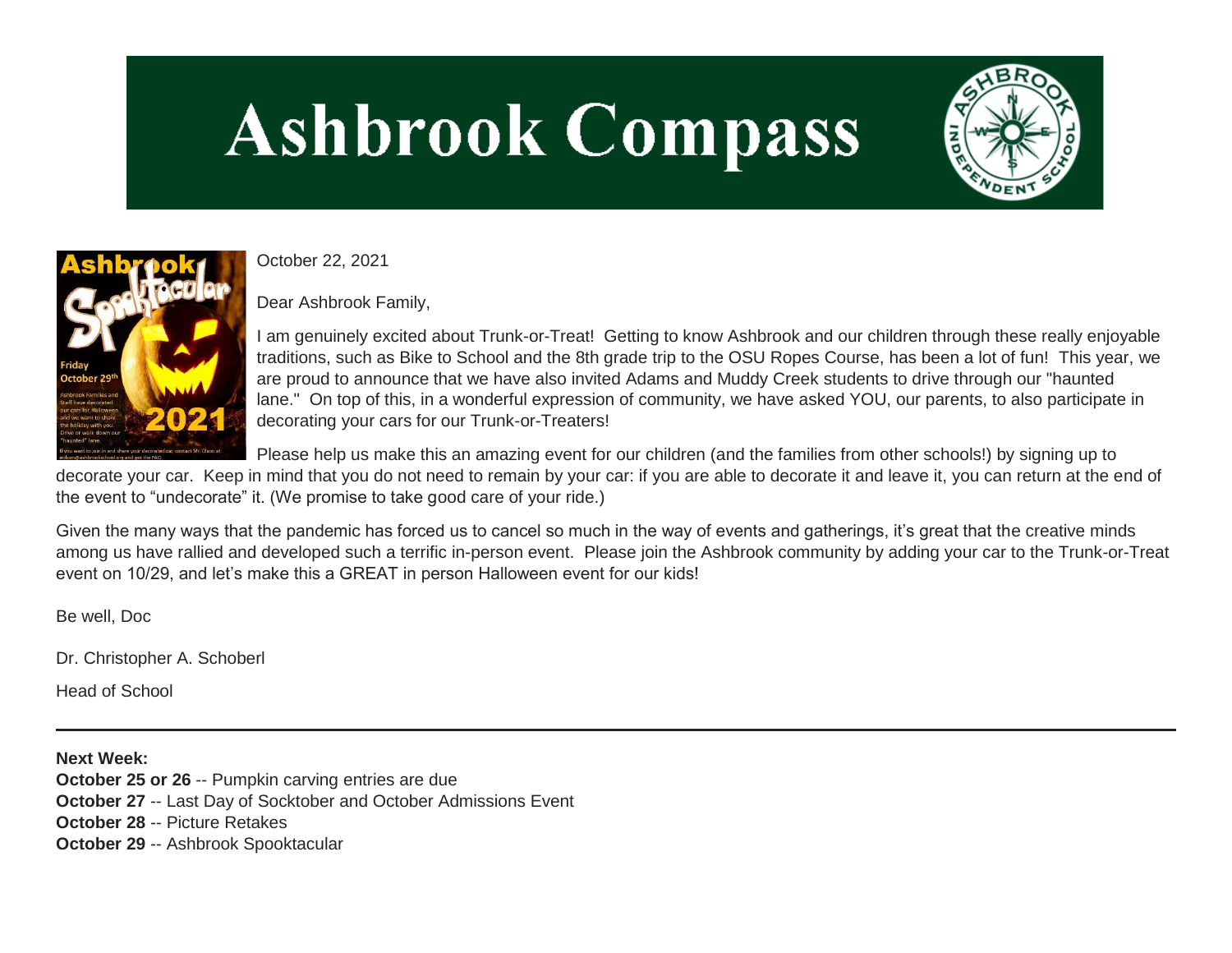# Ashbrook Compass

October 22, 2021

Dear Ashbrook Family,

I am genuinely excited about Trunk-or-Treat! Getting to know Ashbrook and our children through these really enjoyable traditions, such as Bike to School and the 8th grade trip to the OSU Ropes Course, has been a lot of fun! This year, we are proud to announce that we have also invited Adams and Muddy Creek students to drive through our "haunted lane." On top of this, in a wonderful expression of community, we have asked YOU, our parents, to also participate in decorating your cars for our Trunk-or-Treaters!

Please help us make this an amazing event for our children (and the families from other schools!) by signing up to decorate your car. Keep in mind that you do not need to remain by your car: if you are able to decorate it and leave it, you can return at the end of the event to "undecorate" it. (We promise to take good care of your ride.)

Given the many ways that the pandemic has forced us to cancel so much in the way of events and gatherings, it's great that the creative minds among us have rallied and developed such a terrific in-person event. Please join the Ashbrook community by adding your car to the Trunk-or-Treat event on 10/29, and let's make this a GREAT in person Halloween event for our kids!

Be well, Doc

Dr. Christopher A. Schoberl

Head of School

---

**Next Week:**
**October 25 or 26** -- Pumpkin carving entries are due
**October 27** -- Last Day of Socktober and October Admissions Event
**October 28** -- Picture Retakes
**October 29** -- Ashbrook Spooktacular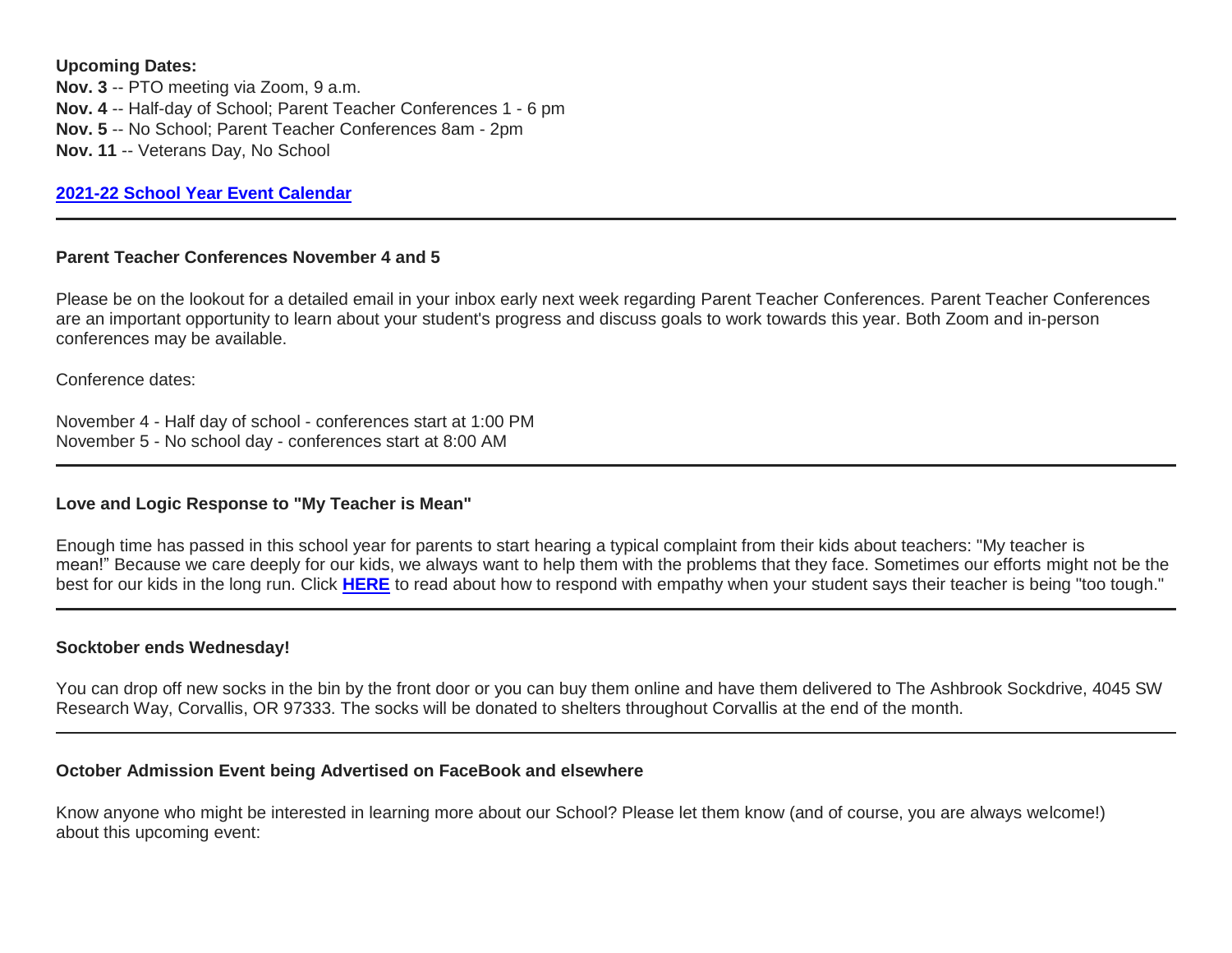**Upcoming Dates:**

**Nov. 3** -- PTO meeting via Zoom, 9 a.m.
**Nov. 4** -- Half-day of School; Parent Teacher Conferences 1 - 6 pm
**Nov. 5** -- No School; Parent Teacher Conferences 8am - 2pm
**Nov. 11** -- Veterans Day, No School

**2021-22 School Year Event Calendar**

---

**Parent Teacher Conferences November 4 and 5**

Please be on the lookout for a detailed email in your inbox early next week regarding Parent Teacher Conferences. Parent Teacher Conferences are an important opportunity to learn about your student's progress and discuss goals to work towards this year. Both Zoom and in-person conferences may be available.

Conference dates:

November 4 - Half day of school - conferences start at 1:00 PM
November 5 - No school day - conferences start at 8:00 AM

---

**Love and Logic Response to "My Teacher is Mean"**

Enough time has passed in this school year for parents to start hearing a typical complaint from their kids about teachers: "My teacher is mean!" Because we care deeply for our kids, we always want to help them with the problems that they face. Sometimes our efforts might not be the best for our kids in the long run. Click **HERE** to read about how to respond with empathy when your student says their teacher is being "too tough."

---

**Socktober ends Wednesday!**

You can drop off new socks in the bin by the front door or you can buy them online and have them delivered to The Ashbrook Sockdrive, 4045 SW Research Way, Corvallis, OR 97333. The socks will be donated to shelters throughout Corvallis at the end of the month.

---

**October Admission Event being Advertised on FaceBook and elsewhere**

Know anyone who might be interested in learning more about our School? Please let them know (and of course, you are always welcome!) about this upcoming event: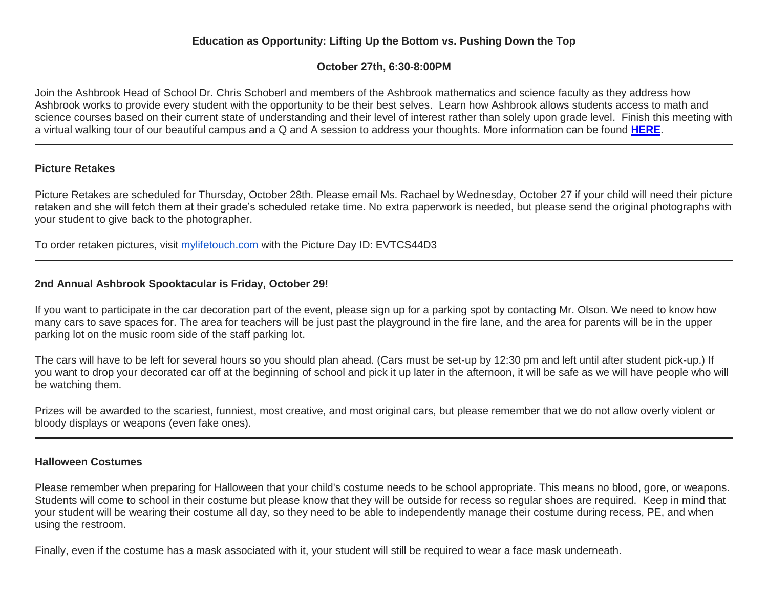**Education as Opportunity: Lifting Up the Bottom vs. Pushing Down the Top**

**October 27th, 6:30-8:00PM**

Join the Ashbrook Head of School Dr. Chris Schoberl and members of the Ashbrook mathematics and science faculty as they address how Ashbrook works to provide every student with the opportunity to be their best selves. Learn how Ashbrook allows students access to math and science courses based on their current state of understanding and their level of interest rather than solely upon grade level. Finish this meeting with a virtual walking tour of our beautiful campus and a Q and A session to address your thoughts. More information can be found **HERE**.

---

**Picture Retakes**

Picture Retakes are scheduled for Thursday, October 28th. Please email Ms. Rachael by Wednesday, October 27 if your child will need their picture retaken and she will fetch them at their grade's scheduled retake time. No extra paperwork is needed, but please send the original photographs with your student to give back to the photographer.

To order retaken pictures, visit mylifetouch.com with the Picture Day ID: EVTCS44D3

---

**2nd Annual Ashbrook Spooktacular is Friday, October 29!**

If you want to participate in the car decoration part of the event, please sign up for a parking spot by contacting Mr. Olson. We need to know how many cars to save spaces for. The area for teachers will be just past the playground in the fire lane, and the area for parents will be in the upper parking lot on the music room side of the staff parking lot.

The cars will have to be left for several hours so you should plan ahead. (Cars must be set-up by 12:30 pm and left until after student pick-up.) If you want to drop your decorated car off at the beginning of school and pick it up later in the afternoon, it will be safe as we will have people who will be watching them.

Prizes will be awarded to the scariest, funniest, most creative, and most original cars, but please remember that we do not allow overly violent or bloody displays or weapons (even fake ones).

---

**Halloween Costumes**

Please remember when preparing for Halloween that your child's costume needs to be school appropriate. This means no blood, gore, or weapons. Students will come to school in their costume but please know that they will be outside for recess so regular shoes are required. Keep in mind that your student will be wearing their costume all day, so they need to be able to independently manage their costume during recess, PE, and when using the restroom.

Finally, even if the costume has a mask associated with it, your student will still be required to wear a face mask underneath.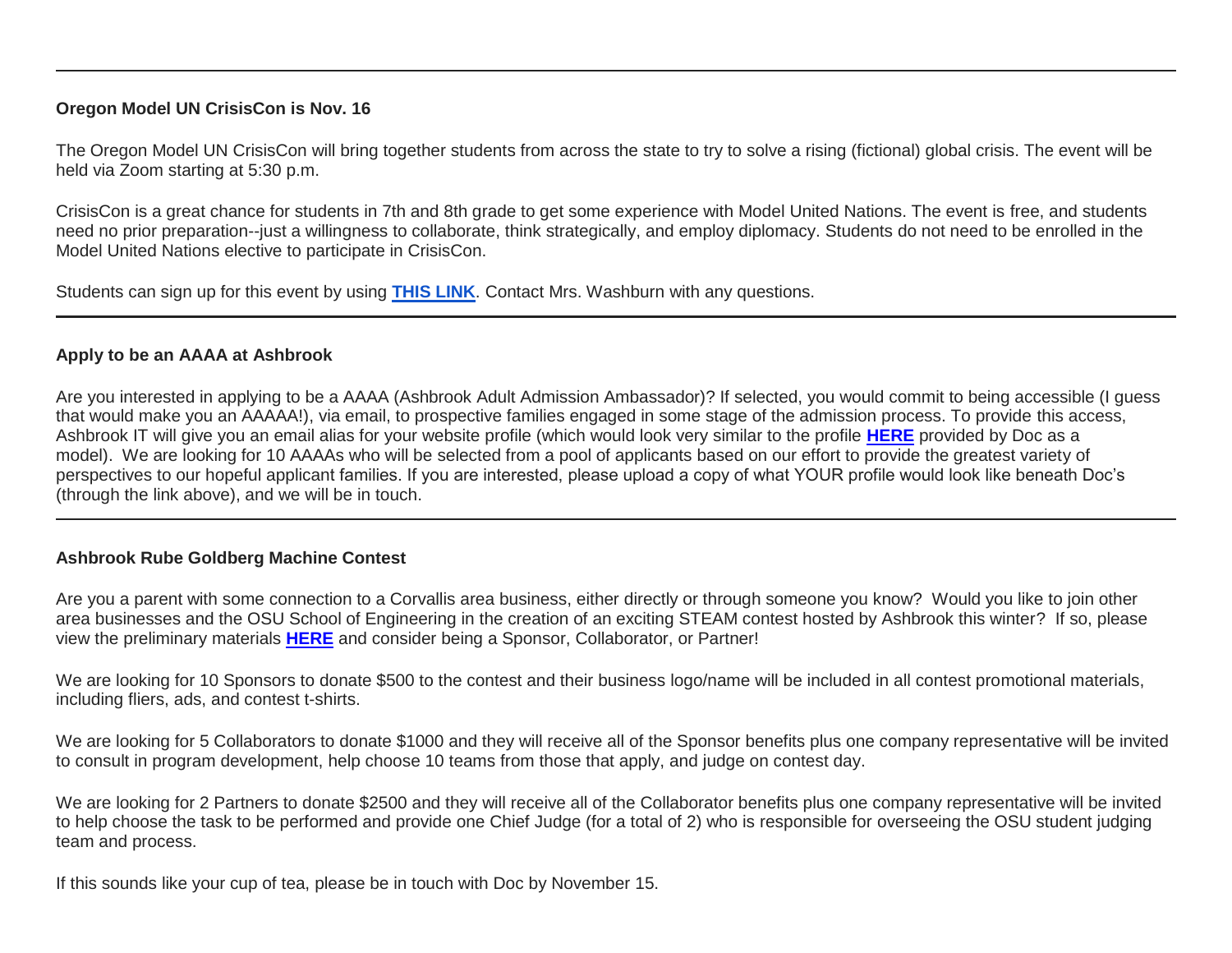---

**Oregon Model UN CrisisCon is Nov. 16**

The Oregon Model UN CrisisCon will bring together students from across the state to try to solve a rising (fictional) global crisis. The event will be held via Zoom starting at 5:30 p.m.

CrisisCon is a great chance for students in 7th and 8th grade to get some experience with Model United Nations. The event is free, and students need no prior preparation--just a willingness to collaborate, think strategically, and employ diplomacy. Students do not need to be enrolled in the Model United Nations elective to participate in CrisisCon.

Students can sign up for this event by using **THIS LINK**. Contact Mrs. Washburn with any questions.

---

**Apply to be an AAAA at Ashbrook**

Are you interested in applying to be a AAAA (Ashbrook Adult Admission Ambassador)? If selected, you would commit to being accessible (I guess that would make you an AAAAA!), via email, to prospective families engaged in some stage of the admission process. To provide this access, Ashbrook IT will give you an email alias for your website profile (which would look very similar to the profile **HERE** provided by Doc as a model). We are looking for 10 AAAAs who will be selected from a pool of applicants based on our effort to provide the greatest variety of perspectives to our hopeful applicant families. If you are interested, please upload a copy of what YOUR profile would look like beneath Doc's (through the link above), and we will be in touch.

---

**Ashbrook Rube Goldberg Machine Contest**

Are you a parent with some connection to a Corvallis area business, either directly or through someone you know? Would you like to join other area businesses and the OSU School of Engineering in the creation of an exciting STEAM contest hosted by Ashbrook this winter? If so, please view the preliminary materials **HERE** and consider being a Sponsor, Collaborator, or Partner!

We are looking for 10 Sponsors to donate $500 to the contest and their business logo/name will be included in all contest promotional materials, including fliers, ads, and contest t-shirts.

We are looking for 5 Collaborators to donate $1000 and they will receive all of the Sponsor benefits plus one company representative will be invited to consult in program development, help choose 10 teams from those that apply, and judge on contest day.

We are looking for 2 Partners to donate $2500 and they will receive all of the Collaborator benefits plus one company representative will be invited to help choose the task to be performed and provide one Chief Judge (for a total of 2) who is responsible for overseeing the OSU student judging team and process.

If this sounds like your cup of tea, please be in touch with Doc by November 15.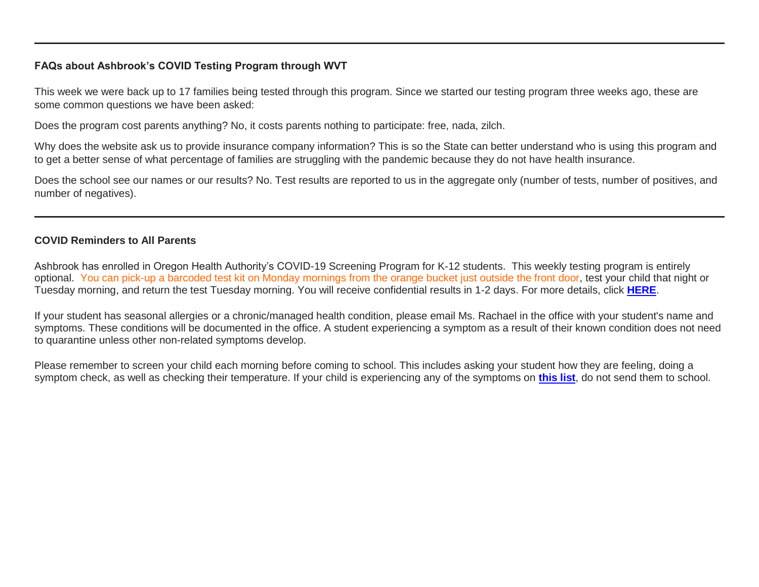---

**FAQs about Ashbrook's COVID Testing Program through WVT**

This week we were back up to 17 families being tested through this program. Since we started our testing program three weeks ago, these are some common questions we have been asked:

Does the program cost parents anything? No, it costs parents nothing to participate: free, nada, zilch.

Why does the website ask us to provide insurance company information? This is so the State can better understand who is using this program and to get a better sense of what percentage of families are struggling with the pandemic because they do not have health insurance.

Does the school see our names or our results? No. Test results are reported to us in the aggregate only (number of tests, number of positives, and number of negatives).

---

**COVID Reminders to All Parents**

Ashbrook has enrolled in Oregon Health Authority's COVID-19 Screening Program for K-12 students. This weekly testing program is entirely optional. You can pick-up a barcoded test kit on Monday mornings from the orange bucket just outside the front door, test your child that night or Tuesday morning, and return the test Tuesday morning. You will receive confidential results in 1-2 days. For more details, click **HERE**.

If your student has seasonal allergies or a chronic/managed health condition, please email Ms. Rachael in the office with your student's name and symptoms. These conditions will be documented in the office. A student experiencing a symptom as a result of their known condition does not need to quarantine unless other non-related symptoms develop.

Please remember to screen your child each morning before coming to school. This includes asking your student how they are feeling, doing a symptom check, as well as checking their temperature. If your child is experiencing any of the symptoms on **this list**, do not send them to school.